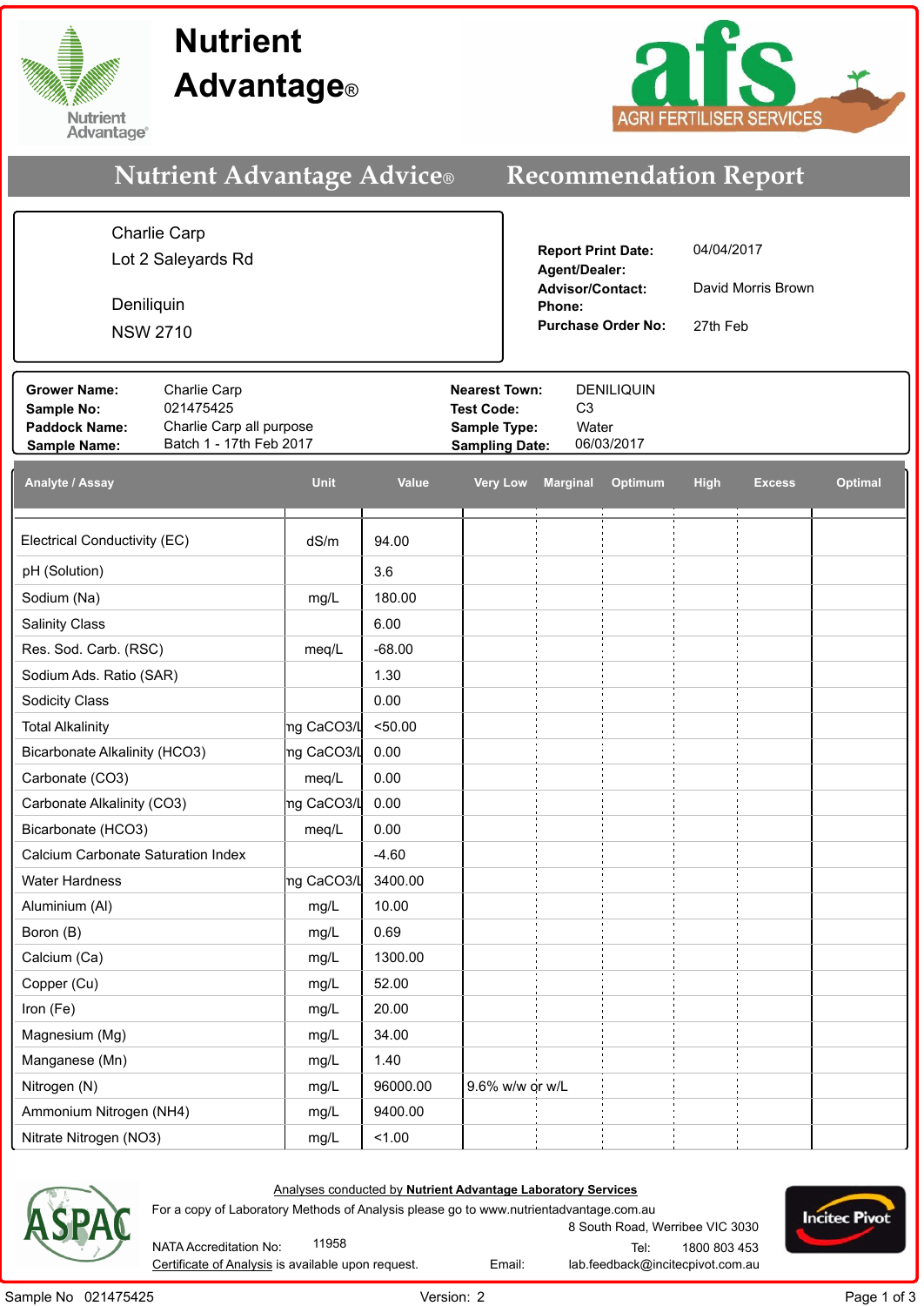# Nutrient Advantage®

**AFS AGRI FERTILISER SERVICES**

## Nutrient Advantage Advice® Recommendation Report

Charlie Carp
Lot 2 Saleyards Rd

Deniliquin
NSW 2710

| | |
|---|---|
| **Report Print Date:** | 04/04/2017 |
| **Agent/Dealer:** | |
| **Advisor/Contact:** | David Morris Brown |
| **Phone:** | |
| **Purchase Order No:** | 27th Feb |

| | | | |
|---|---|---|---|
| **Grower Name:** | Charlie Carp | **Nearest Town:** | DENILIQUIN |
| **Sample No:** | 021475425 | **Test Code:** | C3 |
| **Paddock Name:** | Charlie Carp all purpose | **Sample Type:** | Water |
| **Sample Name:** | Batch 1 - 17th Feb 2017 | **Sampling Date:** | 06/03/2017 |

| Analyte / Assay | Unit | Value | Very Low | Marginal | Optimum | High | Excess | Optimal |
|---|---|---|---|---|---|---|---|---|
| Electrical Conductivity (EC) | dS/m | 94.00 | | | | | | |
| pH (Solution) | | 3.6 | | | | | | |
| Sodium (Na) | mg/L | 180.00 | | | | | | |
| Salinity Class | | 6.00 | | | | | | |
| Res. Sod. Carb. (RSC) | meq/L | -68.00 | | | | | | |
| Sodium Ads. Ratio (SAR) | | 1.30 | | | | | | |
| Sodicity Class | | 0.00 | | | | | | |
| Total Alkalinity | mg CaCO3/L | <50.00 | | | | | | |
| Bicarbonate Alkalinity (HCO3) | mg CaCO3/L | 0.00 | | | | | | |
| Carbonate (CO3) | meq/L | 0.00 | | | | | | |
| Carbonate Alkalinity (CO3) | mg CaCO3/L | 0.00 | | | | | | |
| Bicarbonate (HCO3) | meq/L | 0.00 | | | | | | |
| Calcium Carbonate Saturation Index | | -4.60 | | | | | | |
| Water Hardness | mg CaCO3/L | 3400.00 | | | | | | |
| Aluminium (Al) | mg/L | 10.00 | | | | | | |
| Boron (B) | mg/L | 0.69 | | | | | | |
| Calcium (Ca) | mg/L | 1300.00 | | | | | | |
| Copper (Cu) | mg/L | 52.00 | | | | | | |
| Iron (Fe) | mg/L | 20.00 | | | | | | |
| Magnesium (Mg) | mg/L | 34.00 | | | | | | |
| Manganese (Mn) | mg/L | 1.40 | | | | | | |
| Nitrogen (N) | mg/L | 96000.00 | 9.6% w/w or w/L | | | | | |
| Ammonium Nitrogen (NH4) | mg/L | 9400.00 | | | | | | |
| Nitrate Nitrogen (NO3) | mg/L | <1.00 | | | | | | |

Analyses conducted by **Nutrient Advantage Laboratory Services**

For a copy of Laboratory Methods of Analysis please go to www.nutrientadvantage.com.au

8 South Road, Werribee VIC 3030

NATA Accreditation No: 11958

Tel: 1800 803 453

Certificate of Analysis is available upon request.

Email: lab.feedback@incitecpivot.com.au

Sample No 021475425 Version: 2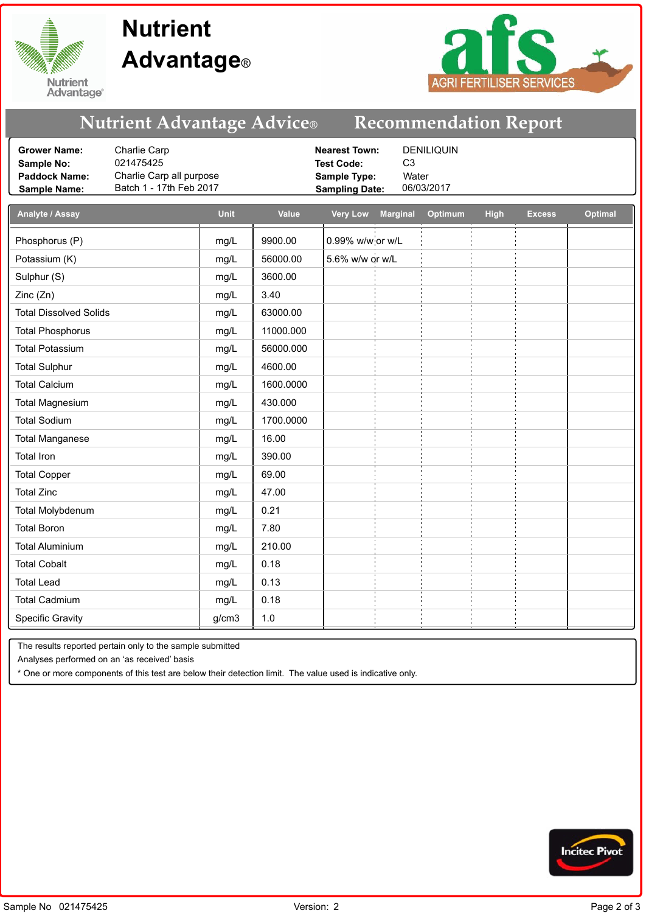# Nutrient Advantage®

AGRI FERTILISER SERVICES

## Nutrient Advantage Advice® Recommendation Report

| | | | |
|---|---|---|---|
| **Grower Name:** | Charlie Carp | **Nearest Town:** | DENILIQUIN |
| **Sample No:** | 021475425 | **Test Code:** | C3 |
| **Paddock Name:** | Charlie Carp all purpose | **Sample Type:** | Water |
| **Sample Name:** | Batch 1 - 17th Feb 2017 | **Sampling Date:** | 06/03/2017 |

| Analyte / Assay | Unit | Value | Very Low | Marginal | Optimum | High | Excess | Optimal |
|---|---|---|---|---|---|---|---|---|
| Phosphorus (P) | mg/L | 9900.00 | 0.99% w/w or w/L | | | | | |
| Potassium (K) | mg/L | 56000.00 | 5.6% w/w or w/L | | | | | |
| Sulphur (S) | mg/L | 3600.00 | | | | | | |
| Zinc (Zn) | mg/L | 3.40 | | | | | | |
| Total Dissolved Solids | mg/L | 63000.00 | | | | | | |
| Total Phosphorus | mg/L | 11000.000 | | | | | | |
| Total Potassium | mg/L | 56000.000 | | | | | | |
| Total Sulphur | mg/L | 4600.00 | | | | | | |
| Total Calcium | mg/L | 1600.0000 | | | | | | |
| Total Magnesium | mg/L | 430.000 | | | | | | |
| Total Sodium | mg/L | 1700.0000 | | | | | | |
| Total Manganese | mg/L | 16.00 | | | | | | |
| Total Iron | mg/L | 390.00 | | | | | | |
| Total Copper | mg/L | 69.00 | | | | | | |
| Total Zinc | mg/L | 47.00 | | | | | | |
| Total Molybdenum | mg/L | 0.21 | | | | | | |
| Total Boron | mg/L | 7.80 | | | | | | |
| Total Aluminium | mg/L | 210.00 | | | | | | |
| Total Cobalt | mg/L | 0.18 | | | | | | |
| Total Lead | mg/L | 0.13 | | | | | | |
| Total Cadmium | mg/L | 0.18 | | | | | | |
| Specific Gravity | g/cm3 | 1.0 | | | | | | |

The results reported pertain only to the sample submitted

Analyses performed on an 'as received' basis

* One or more components of this test are below their detection limit. The value used is indicative only.

Incitec Pivot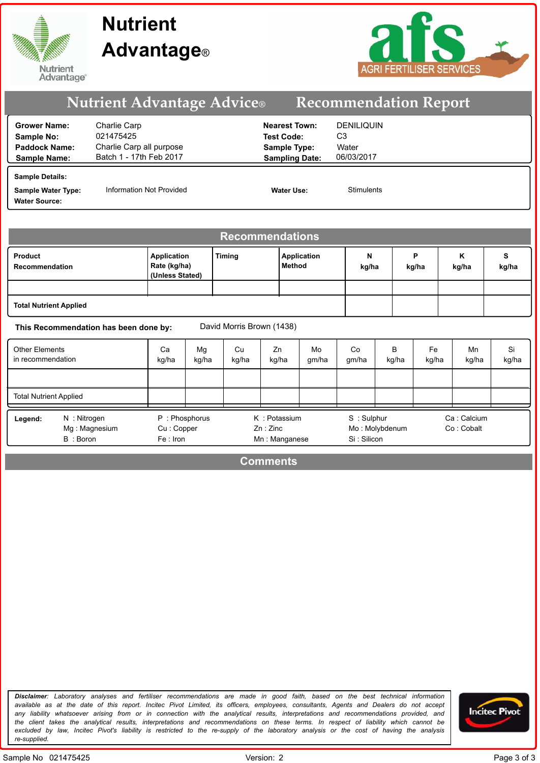# Nutrient Advantage®

AGRI FERTILISER SERVICES

## Nutrient Advantage Advice® Recommendation Report

| | | | |
|---|---|---|---|
| **Grower Name:** | Charlie Carp | **Nearest Town:** | DENILIQUIN |
| **Sample No:** | 021475425 | **Test Code:** | C3 |
| **Paddock Name:** | Charlie Carp all purpose | **Sample Type:** | Water |
| **Sample Name:** | Batch 1 - 17th Feb 2017 | **Sampling Date:** | 06/03/2017 |

**Sample Details:**

| | | | |
|---|---|---|---|
| **Sample Water Type:** | Information Not Provided | **Water Use:** | Stimulents |
| **Water Source:** | | | |

## Recommendations

| Product Recommendation | Application Rate (kg/ha) (Unless Stated) | Timing | Application Method | N kg/ha | P kg/ha | K kg/ha | S kg/ha |
|---|---|---|---|---|---|---|---|
| | | | | | | | |
| **Total Nutrient Applied** | | | | | | | |

**This Recommendation has been done by:** David Morris Brown (1438)

| Other Elements in recommendation | Ca kg/ha | Mg kg/ha | Cu kg/ha | Zn kg/ha | Mo gm/ha | Co gm/ha | B kg/ha | Fe kg/ha | Mn kg/ha | Si kg/ha |
|---|---|---|---|---|---|---|---|---|---|---|
| | | | | | | | | | | |
| Total Nutrient Applied | | | | | | | | | | |

**Legend:** N : Nitrogen, P : Phosphorus, K : Potassium, S : Sulphur, Ca : Calcium, Mg : Magnesium, Cu : Copper, Zn : Zinc, Mo : Molybdenum, Co : Cobalt, B : Boron, Fe : Iron, Mn : Manganese, Si : Silicon

## Comments

***Disclaimer**: Laboratory analyses and fertiliser recommendations are made in good faith, based on the best technical information available as at the date of this report. Incitec Pivot Limited, its officers, employees, consultants, Agents and Dealers do not accept any liability whatsoever arising from or in connection with the analytical results, interpretations and recommendations provided, and the client takes the analytical results, interpretations and recommendations on these terms. In respect of liability which cannot be excluded by law, Incitec Pivot's liability is restricted to the re-supply of the laboratory analysis or the cost of having the analysis re-supplied.*

Incitec Pivot

Sample No 021475425 Version: 2